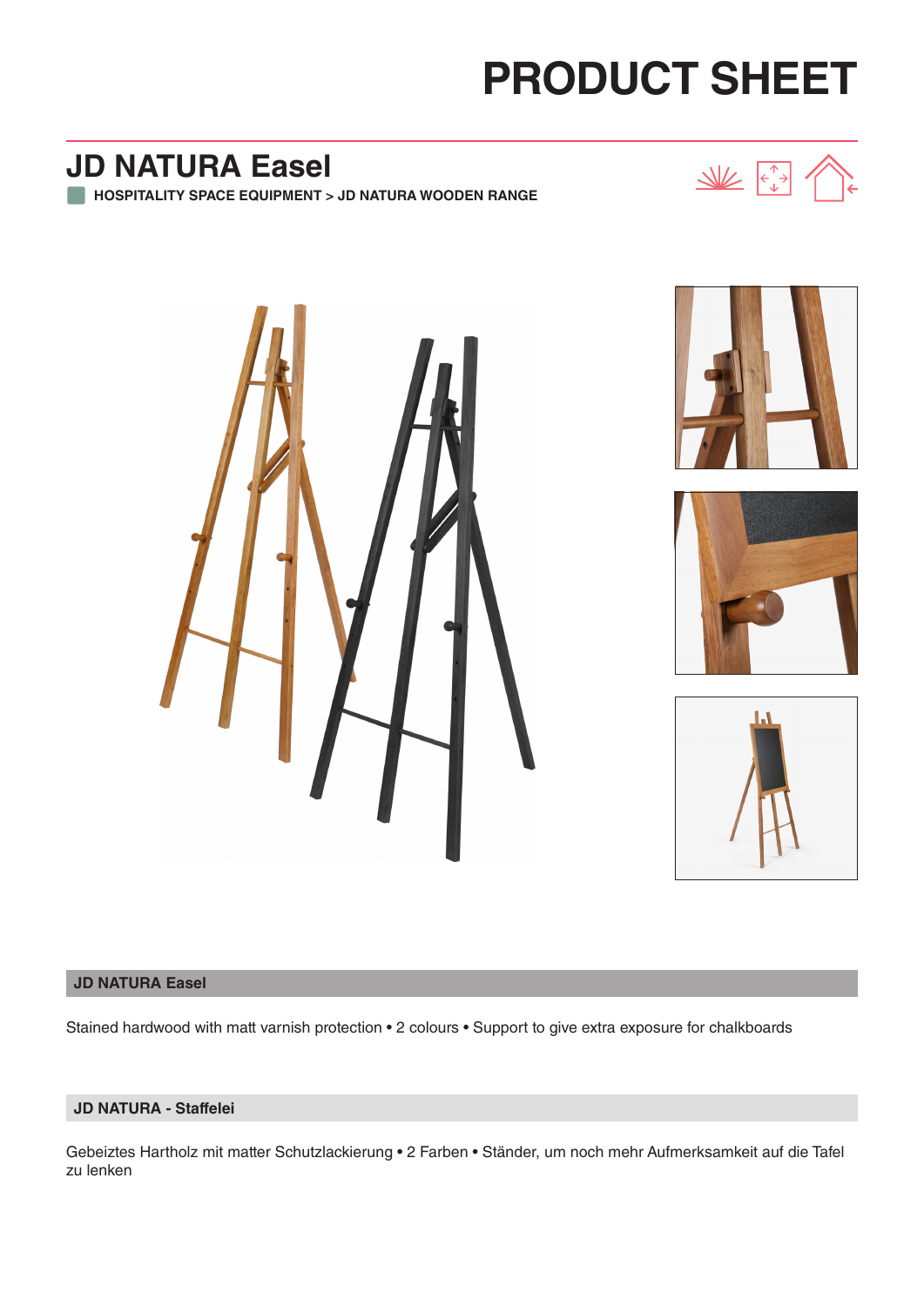# PRODUCT SHEET

## JD NATURA Easel

**HOSPITALITY SPACE EQUIPMENT > JD NATURA WOODEN RANGE**

### JD NATURA Easel

Stained hardwood with matt varnish protection • 2 colours • Support to give extra exposure for chalkboards

### JD NATURA - Staffelei

Gebeiztes Hartholz mit matter Schutzlackierung • 2 Farben • Ständer, um noch mehr Aufmerksamkeit auf die Tafel zu lenken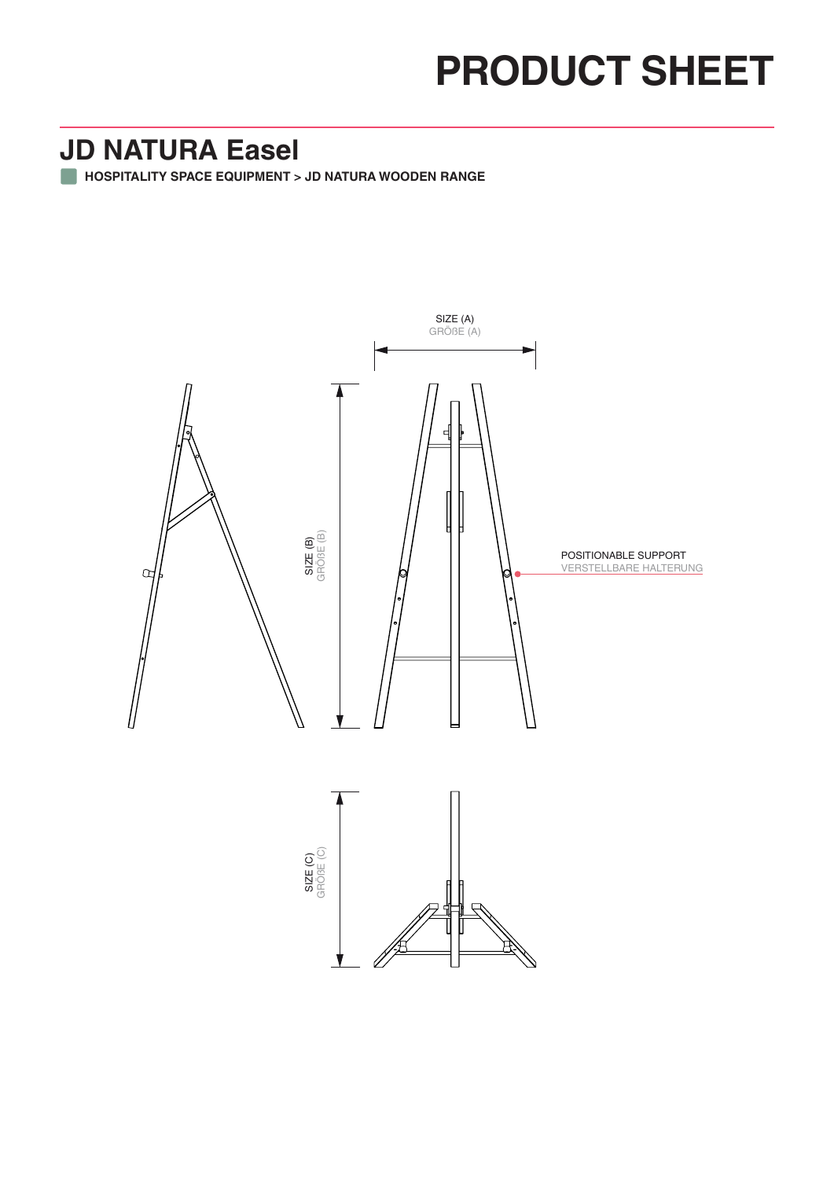# PRODUCT SHEET

## JD NATURA Easel

**HOSPITALITY SPACE EQUIPMENT > JD NATURA WOODEN RANGE**

SIZE (A)
GRÖßE (A)

SIZE (B)
GRÖßE (B)

POSITIONABLE SUPPORT
VERSTELLBARE HALTERUNG

SIZE (C)
GRÖßE (C)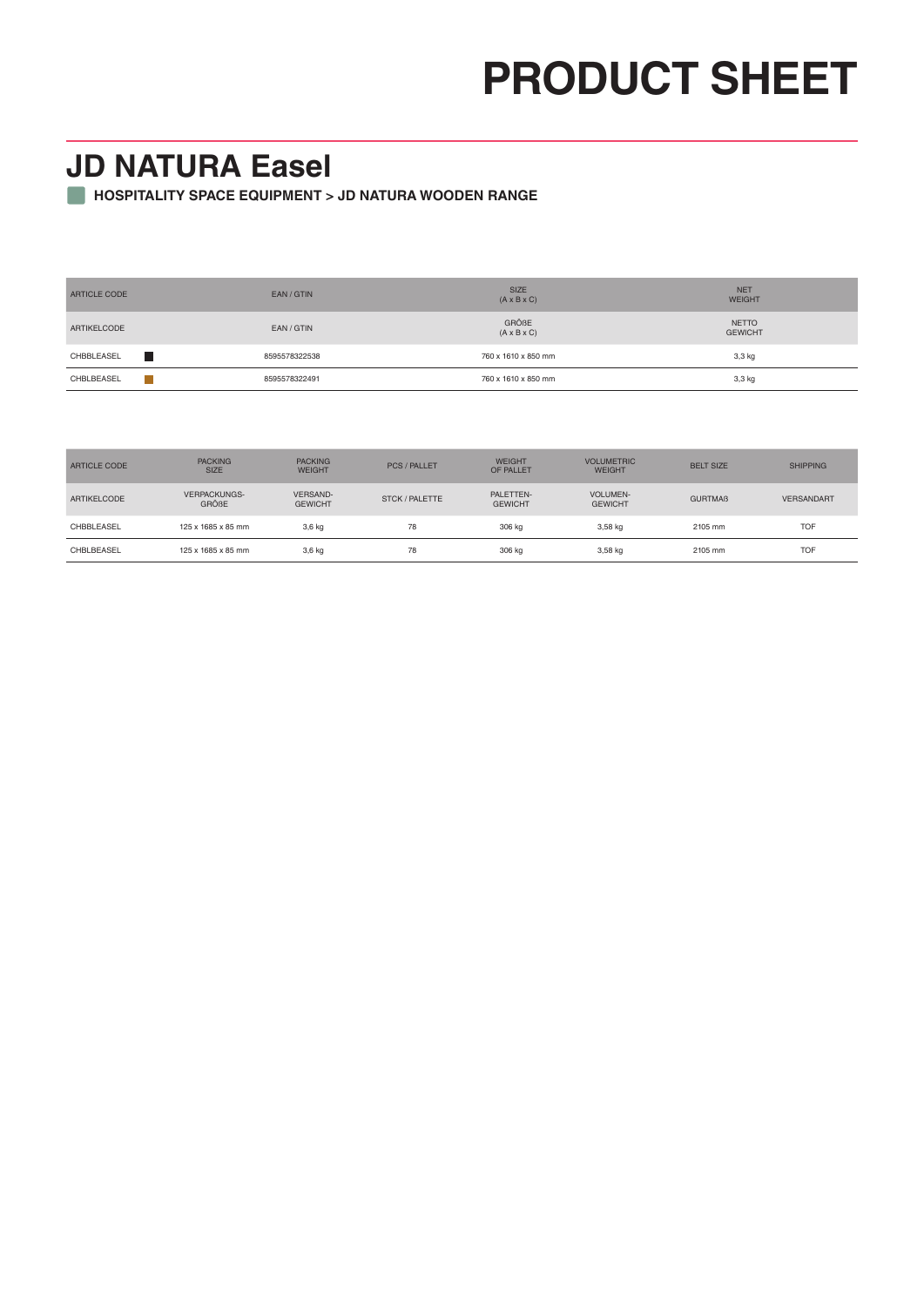# PRODUCT SHEET

## JD NATURA Easel

**HOSPITALITY SPACE EQUIPMENT > JD NATURA WOODEN RANGE**

| ARTICLE CODE | EAN / GTIN | SIZE (A x B x C) | NET WEIGHT |
|---|---|---|---|
| ARTIKELCODE | EAN / GTIN | GRÖßE (A x B x C) | NETTO GEWICHT |
| CHBBLEASEL | 8595578322538 | 760 x 1610 x 850 mm | 3,3 kg |
| CHBLBEASEL | 8595578322491 | 760 x 1610 x 850 mm | 3,3 kg |

| ARTICLE CODE | PACKING SIZE | PACKING WEIGHT | PCS / PALLET | WEIGHT OF PALLET | VOLUMETRIC WEIGHT | BELT SIZE | SHIPPING |
|---|---|---|---|---|---|---|---|
| ARTIKELCODE | VERPACKUNGS-GRÖßE | VERSAND-GEWICHT | STCK / PALETTE | PALETTEN-GEWICHT | VOLUMEN-GEWICHT | GURTMAß | VERSANDART |
| CHBBLEASEL | 125 x 1685 x 85 mm | 3,6 kg | 78 | 306 kg | 3,58 kg | 2105 mm | TOF |
| CHBLBEASEL | 125 x 1685 x 85 mm | 3,6 kg | 78 | 306 kg | 3,58 kg | 2105 mm | TOF |